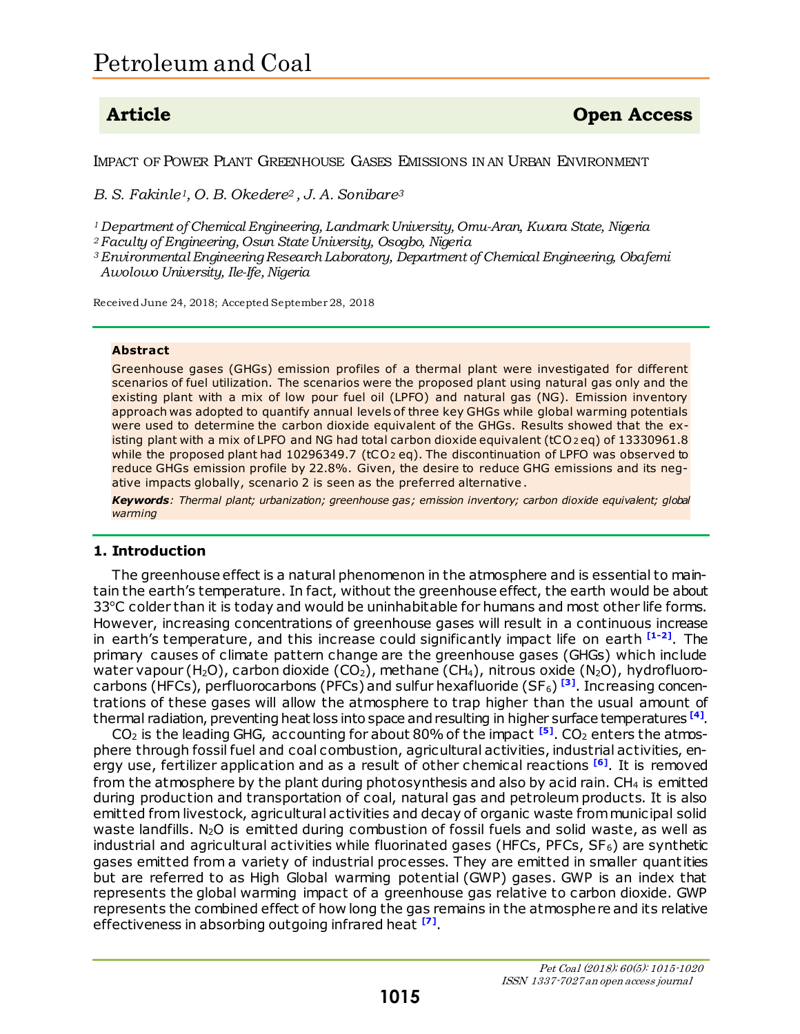Petroleum and Coal

**Article** **Open Access**

# Impact of Power Plant Greenhouse Gases Emissions in an Urban Environment

*B. S. Fakinle[1], O. B. Okedere[2], J. A. Sonibare[3]*

[1] *Department of Chemical Engineering, Landmark University, Omu-Aran, Kwara State, Nigeria*
[2] *Faculty of Engineering, Osun State University, Osogbo, Nigeria*
[3] *Environmental Engineering Research Laboratory, Department of Chemical Engineering, Obafemi Awolowo University, Ile-Ife, Nigeria*

Received June 24, 2018; Accepted September 28, 2018

**Abstract**

Greenhouse gases (GHGs) emission profiles of a thermal plant were investigated for different scenarios of fuel utilization. The scenarios were the proposed plant using natural gas only and the existing plant with a mix of low pour fuel oil (LPFO) and natural gas (NG). Emission inventory approach was adopted to quantify annual levels of three key GHGs while global warming potentials were used to determine the carbon dioxide equivalent of the GHGs. Results showed that the existing plant with a mix of LPFO and NG had total carbon dioxide equivalent ($tCO_2$ eq) of 13330961.8 while the proposed plant had 10296349.7 ($tCO_2$ eq). The discontinuation of LPFO was observed to reduce GHGs emission profile by 22.8%. Given, the desire to reduce GHG emissions and its negative impacts globally, scenario 2 is seen as the preferred alternative.

***Keywords**: Thermal plant; urbanization; greenhouse gas; emission inventory; carbon dioxide equivalent; global warming*

## 1. Introduction

The greenhouse effect is a natural phenomenon in the atmosphere and is essential to maintain the earth's temperature. In fact, without the greenhouse effect, the earth would be about 33°C colder than it is today and would be uninhabitable for humans and most other life forms. However, increasing concentrations of greenhouse gases will result in a continuous increase in earth's temperature, and this increase could significantly impact life on earth [1-2]. The primary causes of climate pattern change are the greenhouse gases (GHGs) which include water vapour ($H_2O$), carbon dioxide ($CO_2$), methane ($CH_4$), nitrous oxide ($N_2O$), hydrofluorocarbons (HFCs), perfluorocarbons (PFCs) and sulfur hexafluoride ($SF_6$) [3]. Increasing concentrations of these gases will allow the atmosphere to trap higher than the usual amount of thermal radiation, preventing heat loss into space and resulting in higher surface temperatures [4].

$CO_2$ is the leading GHG, accounting for about 80% of the impact [5]. $CO_2$ enters the atmosphere through fossil fuel and coal combustion, agricultural activities, industrial activities, energy use, fertilizer application and as a result of other chemical reactions [6]. It is removed from the atmosphere by the plant during photosynthesis and also by acid rain. $CH_4$ is emitted during production and transportation of coal, natural gas and petroleum products. It is also emitted from livestock, agricultural activities and decay of organic waste from municipal solid waste landfills. $N_2O$ is emitted during combustion of fossil fuels and solid waste, as well as industrial and agricultural activities while fluorinated gases (HFCs, PFCs, $SF_6$) are synthetic gases emitted from a variety of industrial processes. They are emitted in smaller quantities but are referred to as High Global warming potential (GWP) gases. GWP is an index that represents the global warming impact of a greenhouse gas relative to carbon dioxide. GWP represents the combined effect of how long the gas remains in the atmosphere and its relative effectiveness in absorbing outgoing infrared heat [7].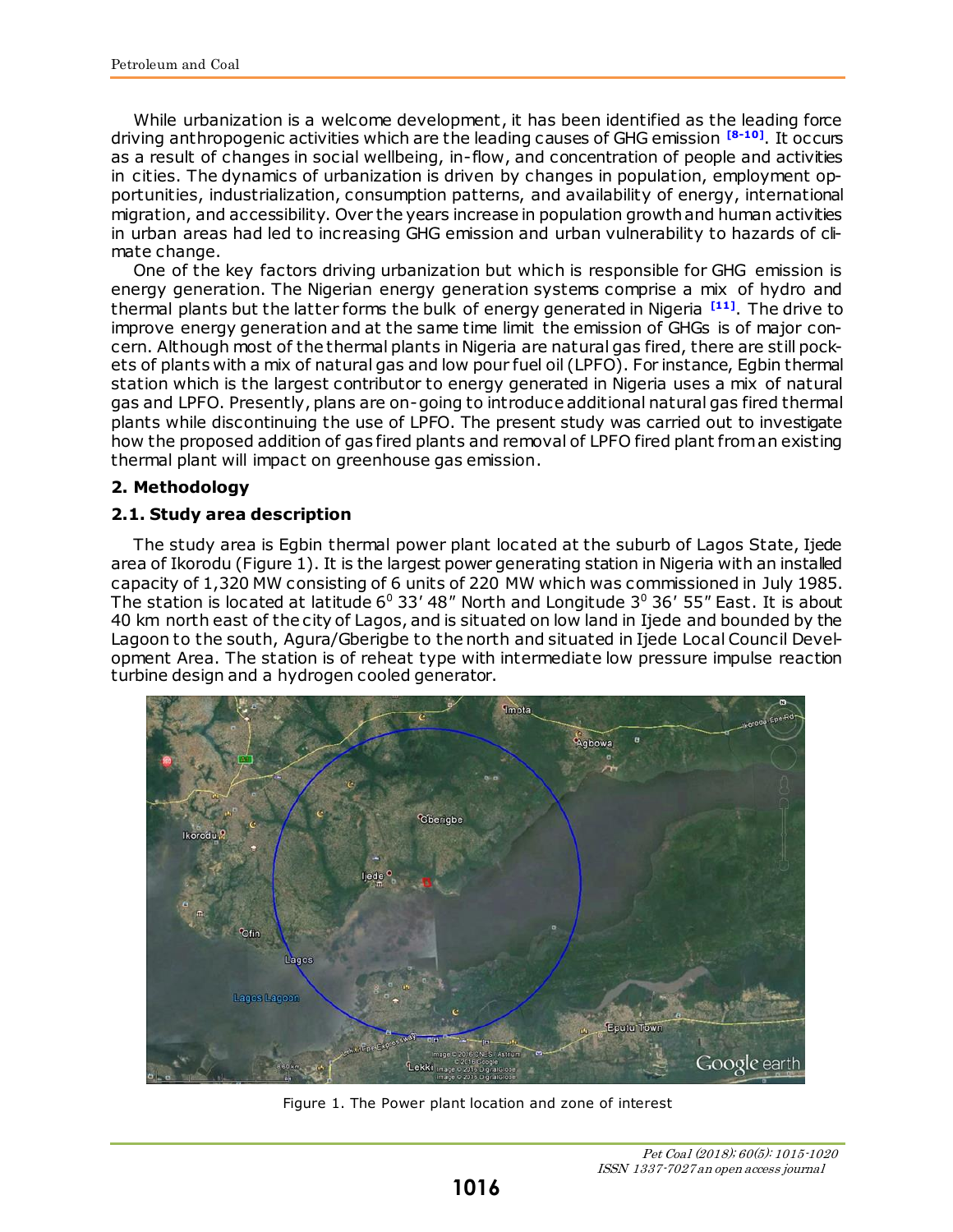While urbanization is a welcome development, it has been identified as the leading force driving anthropogenic activities which are the leading causes of GHG emission [8-10]. It occurs as a result of changes in social wellbeing, in-flow, and concentration of people and activities in cities. The dynamics of urbanization is driven by changes in population, employment opportunities, industrialization, consumption patterns, and availability of energy, international migration, and accessibility. Over the years increase in population growth and human activities in urban areas had led to increasing GHG emission and urban vulnerability to hazards of climate change.

One of the key factors driving urbanization but which is responsible for GHG emission is energy generation. The Nigerian energy generation systems comprise a mix of hydro and thermal plants but the latter forms the bulk of energy generated in Nigeria [11]. The drive to improve energy generation and at the same time limit the emission of GHGs is of major concern. Although most of the thermal plants in Nigeria are natural gas fired, there are still pockets of plants with a mix of natural gas and low pour fuel oil (LPFO). For instance, Egbin thermal station which is the largest contributor to energy generated in Nigeria uses a mix of natural gas and LPFO. Presently, plans are on-going to introduce additional natural gas fired thermal plants while discontinuing the use of LPFO. The present study was carried out to investigate how the proposed addition of gas fired plants and removal of LPFO fired plant from an existing thermal plant will impact on greenhouse gas emission.

## 2. Methodology

### 2.1. Study area description

The study area is Egbin thermal power plant located at the suburb of Lagos State, Ijede area of Ikorodu (Figure 1). It is the largest power generating station in Nigeria with an installed capacity of 1,320 MW consisting of 6 units of 220 MW which was commissioned in July 1985. The station is located at latitude $6^0$ 33′ 48″ North and Longitude $3^0$ 36′ 55″ East. It is about 40 km north east of the city of Lagos, and is situated on low land in Ijede and bounded by the Lagoon to the south, Agura/Gberigbe to the north and situated in Ijede Local Council Development Area. The station is of reheat type with intermediate low pressure impulse reaction turbine design and a hydrogen cooled generator.

Figure 1. The Power plant location and zone of interest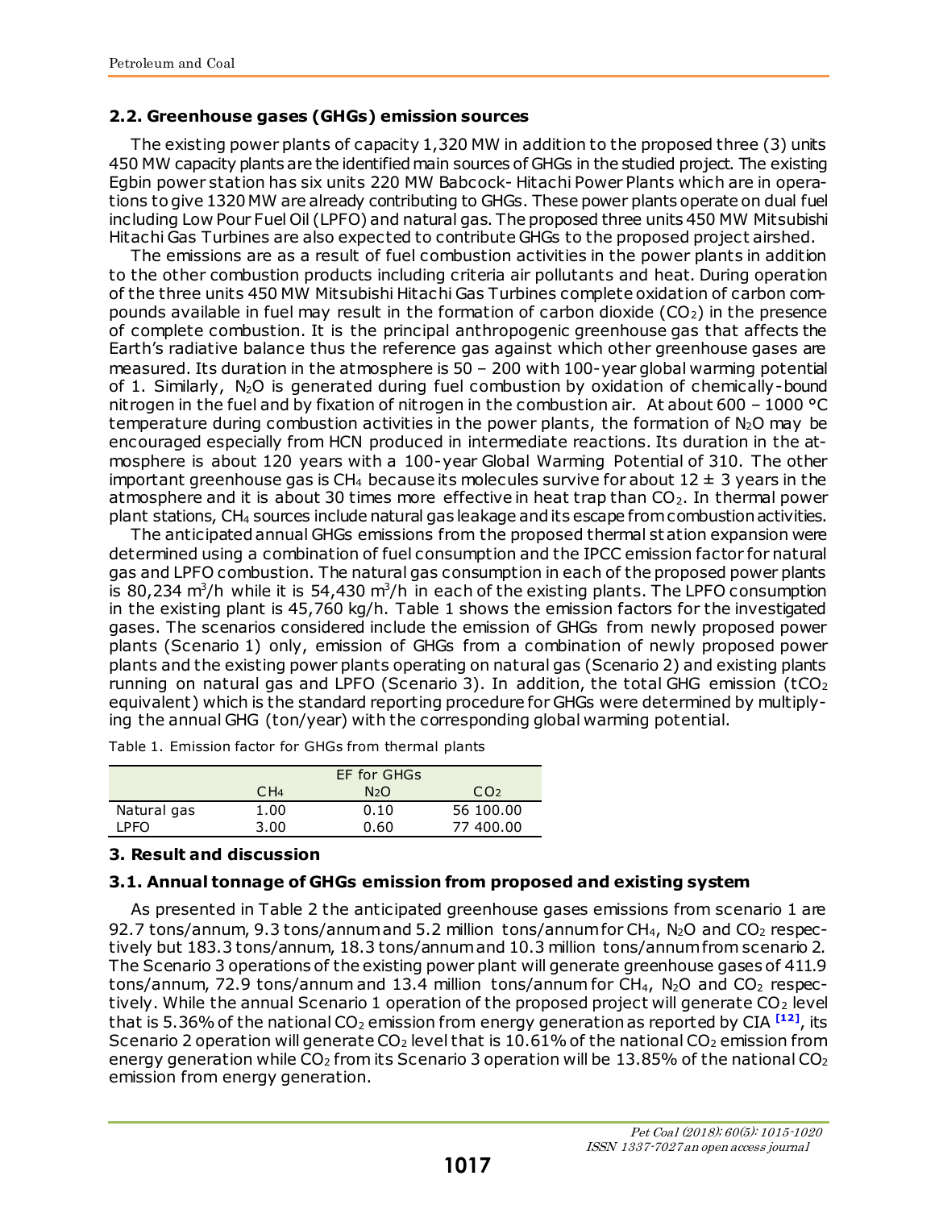### 2.2. Greenhouse gases (GHGs) emission sources

The existing power plants of capacity 1,320 MW in addition to the proposed three (3) units 450 MW capacity plants are the identified main sources of GHGs in the studied project. The existing Egbin power station has six units 220 MW Babcock- Hitachi Power Plants which are in operations to give 1320 MW are already contributing to GHGs. These power plants operate on dual fuel including Low Pour Fuel Oil (LPFO) and natural gas. The proposed three units 450 MW Mitsubishi Hitachi Gas Turbines are also expected to contribute GHGs to the proposed project airshed.

The emissions are as a result of fuel combustion activities in the power plants in addition to the other combustion products including criteria air pollutants and heat. During operation of the three units 450 MW Mitsubishi Hitachi Gas Turbines complete oxidation of carbon compounds available in fuel may result in the formation of carbon dioxide ($CO_2$) in the presence of complete combustion. It is the principal anthropogenic greenhouse gas that affects the Earth's radiative balance thus the reference gas against which other greenhouse gases are measured. Its duration in the atmosphere is 50 – 200 with 100-year global warming potential of 1. Similarly, $N_2O$ is generated during fuel combustion by oxidation of chemically-bound nitrogen in the fuel and by fixation of nitrogen in the combustion air. At about 600 – 1000 °C temperature during combustion activities in the power plants, the formation of $N_2O$ may be encouraged especially from HCN produced in intermediate reactions. Its duration in the atmosphere is about 120 years with a 100-year Global Warming Potential of 310. The other important greenhouse gas is $CH_4$ because its molecules survive for about 12 ± 3 years in the atmosphere and it is about 30 times more effective in heat trap than $CO_2$. In thermal power plant stations, $CH_4$ sources include natural gas leakage and its escape from combustion activities.

The anticipated annual GHGs emissions from the proposed thermal station expansion were determined using a combination of fuel consumption and the IPCC emission factor for natural gas and LPFO combustion. The natural gas consumption in each of the proposed power plants is 80,234 $m^3/h$ while it is 54,430 $m^3/h$ in each of the existing plants. The LPFO consumption in the existing plant is 45,760 kg/h. Table 1 shows the emission factors for the investigated gases. The scenarios considered include the emission of GHGs from newly proposed power plants (Scenario 1) only, emission of GHGs from a combination of newly proposed power plants and the existing power plants operating on natural gas (Scenario 2) and existing plants running on natural gas and LPFO (Scenario 3). In addition, the total GHG emission ($tCO_2$ equivalent) which is the standard reporting procedure for GHGs were determined by multiplying the annual GHG (ton/year) with the corresponding global warming potential.

Table 1. Emission factor for GHGs from thermal plants

| | EF for GHGs | | |
|---|---|---|---|
| | $CH_4$ | $N_2O$ | $CO_2$ |
| Natural gas | 1.00 | 0.10 | 56 100.00 |
| LPFO | 3.00 | 0.60 | 77 400.00 |

## 3. Result and discussion

### 3.1. Annual tonnage of GHGs emission from proposed and existing system

As presented in Table 2 the anticipated greenhouse gases emissions from scenario 1 are 92.7 tons/annum, 9.3 tons/annum and 5.2 million tons/annum for $CH_4$, $N_2O$ and $CO_2$ respectively but 183.3 tons/annum, 18.3 tons/annum and 10.3 million tons/annum from scenario 2. The Scenario 3 operations of the existing power plant will generate greenhouse gases of 411.9 tons/annum, 72.9 tons/annum and 13.4 million tons/annum for $CH_4$, $N_2O$ and $CO_2$ respectively. While the annual Scenario 1 operation of the proposed project will generate $CO_2$ level that is 5.36% of the national $CO_2$ emission from energy generation as reported by CIA [12], its Scenario 2 operation will generate $CO_2$ level that is 10.61% of the national $CO_2$ emission from energy generation while $CO_2$ from its Scenario 3 operation will be 13.85% of the national $CO_2$ emission from energy generation.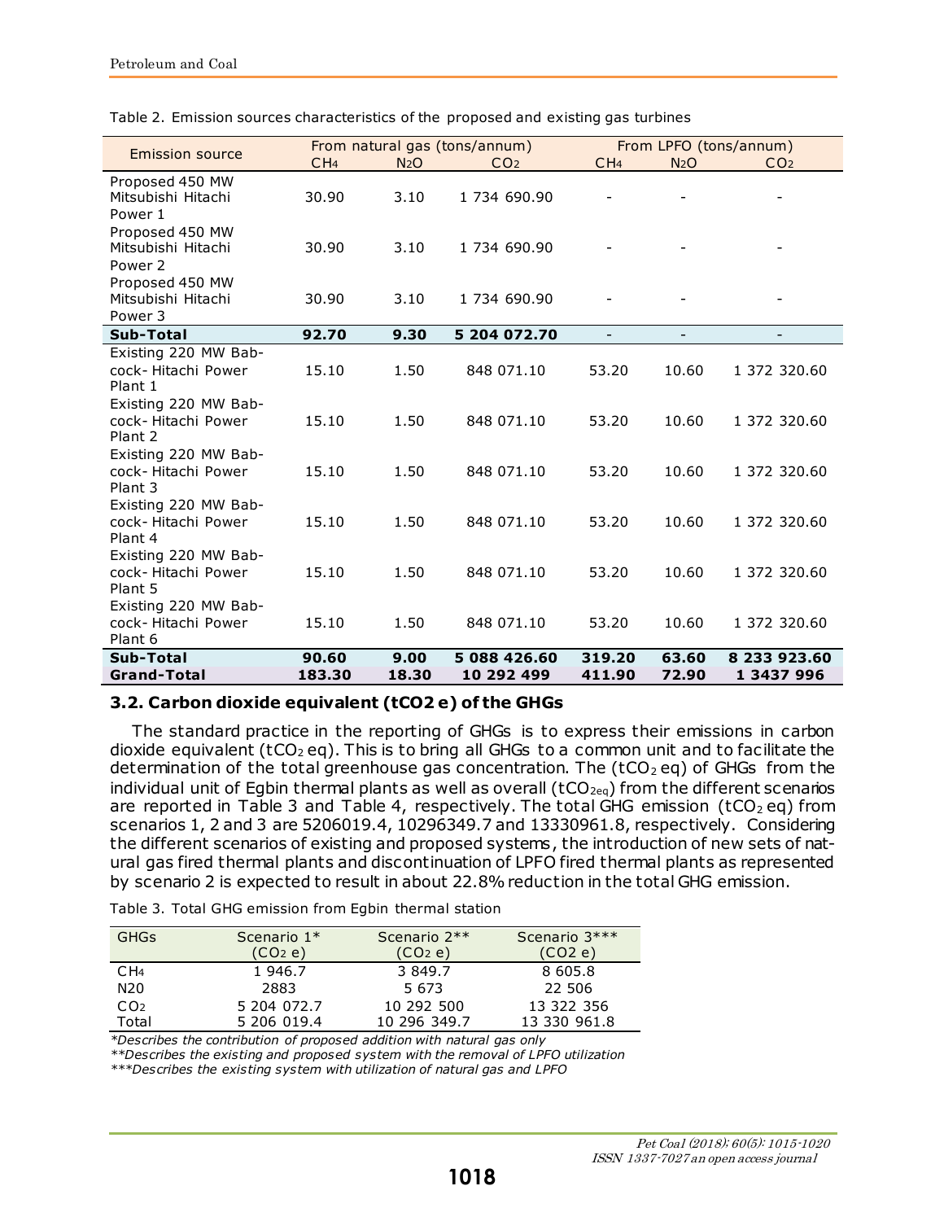Table 2. Emission sources characteristics of the proposed and existing gas turbines

| Emission source | From natural gas (tons/annum) | | | From LPFO (tons/annum) | | |
|---|---|---|---|---|---|---|
| | $CH_4$ | $N_2O$ | $CO_2$ | $CH_4$ | $N_2O$ | $CO_2$ |
| Proposed 450 MW Mitsubishi Hitachi Power 1 | 30.90 | 3.10 | 1 734 690.90 | - | - | - |
| Proposed 450 MW Mitsubishi Hitachi Power 2 | 30.90 | 3.10 | 1 734 690.90 | - | - | - |
| Proposed 450 MW Mitsubishi Hitachi Power 3 | 30.90 | 3.10 | 1 734 690.90 | - | - | - |
| **Sub-Total** | **92.70** | **9.30** | **5 204 072.70** | - | - | - |
| Existing 220 MW Babcock- Hitachi Power Plant 1 | 15.10 | 1.50 | 848 071.10 | 53.20 | 10.60 | 1 372 320.60 |
| Existing 220 MW Babcock- Hitachi Power Plant 2 | 15.10 | 1.50 | 848 071.10 | 53.20 | 10.60 | 1 372 320.60 |
| Existing 220 MW Babcock- Hitachi Power Plant 3 | 15.10 | 1.50 | 848 071.10 | 53.20 | 10.60 | 1 372 320.60 |
| Existing 220 MW Babcock- Hitachi Power Plant 4 | 15.10 | 1.50 | 848 071.10 | 53.20 | 10.60 | 1 372 320.60 |
| Existing 220 MW Babcock- Hitachi Power Plant 5 | 15.10 | 1.50 | 848 071.10 | 53.20 | 10.60 | 1 372 320.60 |
| Existing 220 MW Babcock- Hitachi Power Plant 6 | 15.10 | 1.50 | 848 071.10 | 53.20 | 10.60 | 1 372 320.60 |
| **Sub-Total** | **90.60** | **9.00** | **5 088 426.60** | **319.20** | **63.60** | **8 233 923.60** |
| **Grand-Total** | **183.30** | **18.30** | **10 292 499** | **411.90** | **72.90** | **1 3437 996** |

### 3.2. Carbon dioxide equivalent (tCO2 e) of the GHGs

The standard practice in the reporting of GHGs is to express their emissions in carbon dioxide equivalent ($tCO_2$ eq). This is to bring all GHGs to a common unit and to facilitate the determination of the total greenhouse gas concentration. The ($tCO_2$ eq) of GHGs from the individual unit of Egbin thermal plants as well as overall ($tCO_{2eq}$) from the different scenarios are reported in Table 3 and Table 4, respectively. The total GHG emission ($tCO_2$ eq) from scenarios 1, 2 and 3 are 5206019.4, 10296349.7 and 13330961.8, respectively. Considering the different scenarios of existing and proposed systems, the introduction of new sets of natural gas fired thermal plants and discontinuation of LPFO fired thermal plants as represented by scenario 2 is expected to result in about 22.8% reduction in the total GHG emission.

Table 3. Total GHG emission from Egbin thermal station

| GHGs | Scenario 1* ($CO_2$ e) | Scenario 2** ($CO_2$ e) | Scenario 3*** (CO2 e) |
|---|---|---|---|
| $CH_4$ | 1 946.7 | 3 849.7 | 8 605.8 |
| N20 | 2883 | 5 673 | 22 506 |
| $CO_2$ | 5 204 072.7 | 10 292 500 | 13 322 356 |
| Total | 5 206 019.4 | 10 296 349.7 | 13 330 961.8 |

*\*Describes the contribution of proposed addition with natural gas only*

*\*\*Describes the existing and proposed system with the removal of LPFO utilization*

*\*\*\*Describes the existing system with utilization of natural gas and LPFO*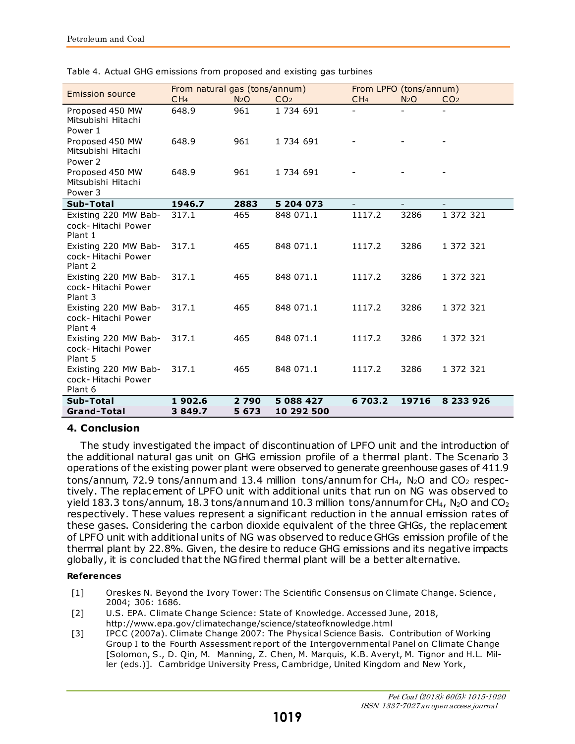Table 4. Actual GHG emissions from proposed and existing gas turbines

| Emission source | From natural gas (tons/annum) | | | From LPFO (tons/annum) | | |
|---|---|---|---|---|---|---|
| | $CH_4$ | $N_2O$ | $CO_2$ | $CH_4$ | $N_2O$ | $CO_2$ |
| Proposed 450 MW Mitsubishi Hitachi Power 1 | 648.9 | 961 | 1 734 691 | - | - | - |
| Proposed 450 MW Mitsubishi Hitachi Power 2 | 648.9 | 961 | 1 734 691 | - | - | - |
| Proposed 450 MW Mitsubishi Hitachi Power 3 | 648.9 | 961 | 1 734 691 | - | - | - |
| **Sub-Total** | **1946.7** | **2883** | **5 204 073** | - | - | - |
| Existing 220 MW Babcock- Hitachi Power Plant 1 | 317.1 | 465 | 848 071.1 | 1117.2 | 3286 | 1 372 321 |
| Existing 220 MW Babcock- Hitachi Power Plant 2 | 317.1 | 465 | 848 071.1 | 1117.2 | 3286 | 1 372 321 |
| Existing 220 MW Babcock- Hitachi Power Plant 3 | 317.1 | 465 | 848 071.1 | 1117.2 | 3286 | 1 372 321 |
| Existing 220 MW Babcock- Hitachi Power Plant 4 | 317.1 | 465 | 848 071.1 | 1117.2 | 3286 | 1 372 321 |
| Existing 220 MW Babcock- Hitachi Power Plant 5 | 317.1 | 465 | 848 071.1 | 1117.2 | 3286 | 1 372 321 |
| Existing 220 MW Babcock- Hitachi Power Plant 6 | 317.1 | 465 | 848 071.1 | 1117.2 | 3286 | 1 372 321 |
| **Sub-Total** | **1 902.6** | **2 790** | **5 088 427** | **6 703.2** | **19716** | **8 233 926** |
| **Grand-Total** | **3 849.7** | **5 673** | **10 292 500** | | | |

## 4. Conclusion

The study investigated the impact of discontinuation of LPFO unit and the introduction of the additional natural gas unit on GHG emission profile of a thermal plant. The Scenario 3 operations of the existing power plant were observed to generate greenhouse gases of 411.9 tons/annum, 72.9 tons/annum and 13.4 million tons/annum for $CH_4$, $N_2O$ and $CO_2$ respectively. The replacement of LPFO unit with additional units that run on NG was observed to yield 183.3 tons/annum, 18.3 tons/annum and 10.3 million tons/annum for $CH_4$, $N_2O$ and $CO_2$ respectively. These values represent a significant reduction in the annual emission rates of these gases. Considering the carbon dioxide equivalent of the three GHGs, the replacement of LPFO unit with additional units of NG was observed to reduce GHGs emission profile of the thermal plant by 22.8%. Given, the desire to reduce GHG emissions and its negative impacts globally, it is concluded that the NG fired thermal plant will be a better alternative.

### References

[1] Oreskes N. Beyond the Ivory Tower: The Scientific Consensus on Climate Change. Science, 2004; 306: 1686.

[2] U.S. EPA. Climate Change Science: State of Knowledge. Accessed June, 2018, http://www.epa.gov/climatechange/science/stateofknowledge.html

[3] IPCC (2007a). Climate Change 2007: The Physical Science Basis. Contribution of Working Group I to the Fourth Assessment report of the Intergovernmental Panel on Climate Change [Solomon, S., D. Qin, M. Manning, Z. Chen, M. Marquis, K.B. Averyt, M. Tignor and H.L. Miller (eds.)]. Cambridge University Press, Cambridge, United Kingdom and New York,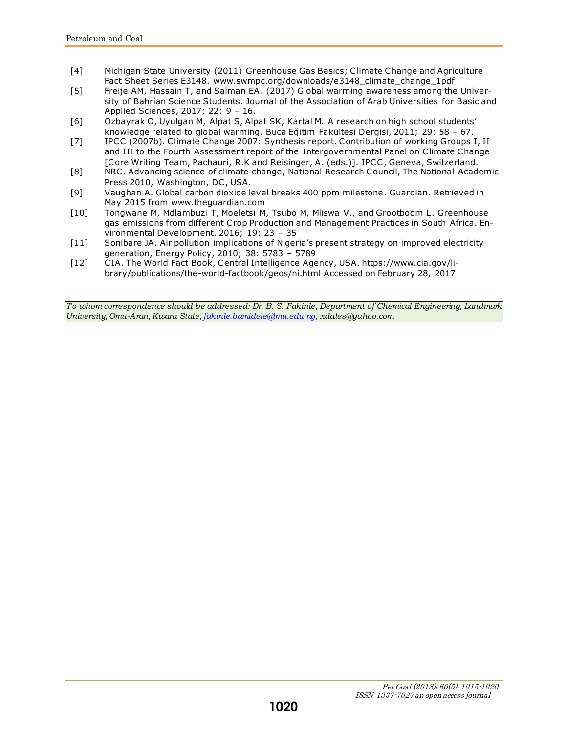[4] Michigan State University (2011) Greenhouse Gas Basics; Climate Change and Agriculture Fact Sheet Series E3148. www.swmpc.org/downloads/e3148_climate_change_1pdf

[5] Freije AM, Hassain T, and Salman EA. (2017) Global warming awareness among the University of Bahrian Science Students. Journal of the Association of Arab Universities for Basic and Applied Sciences, 2017; 22: 9 – 16.

[6] Ozbayrak O, Uyulgan M, Alpat S, Alpat SK, Kartal M. A research on high school students' knowledge related to global warming. Buca Eğitim Fakültesi Dergisi, 2011; 29: 58 – 67.

[7] IPCC (2007b). Climate Change 2007: Synthesis report. Contribution of working Groups I, II and III to the Fourth Assessment report of the Intergovernmental Panel on Climate Change [Core Writing Team, Pachauri, R.K and Reisinger, A. (eds.)]. IPCC, Geneva, Switzerland.

[8] NRC. Advancing science of climate change, National Research Council, The National Academic Press 2010, Washington, DC, USA.

[9] Vaughan A. Global carbon dioxide level breaks 400 ppm milestone. Guardian. Retrieved in May 2015 from www.theguardian.com

[10] Tongwane M, Mdlambuzi T, Moeletsi M, Tsubo M, Mliswa V., and Grootboom L. Greenhouse gas emissions from different Crop Production and Management Practices in South Africa. Environmental Development. 2016; 19: 23 – 35

[11] Sonibare JA. Air pollution implications of Nigeria's present strategy on improved electricity generation, Energy Policy, 2010; 38: 5783 – 5789

[12] CIA. The World Fact Book, Central Intelligence Agency, USA. https://www.cia.gov/library/publications/the-world-factbook/geos/ni.html Accessed on February 28, 2017

*To whom correspondence should be addressed: Dr. B. S. Fakinle, Department of Chemical Engineering, Landmark University, Omu-Aran, Kwara State, fakinle.bamidele@lmu.edu.ng, xdales@yahoo.com*